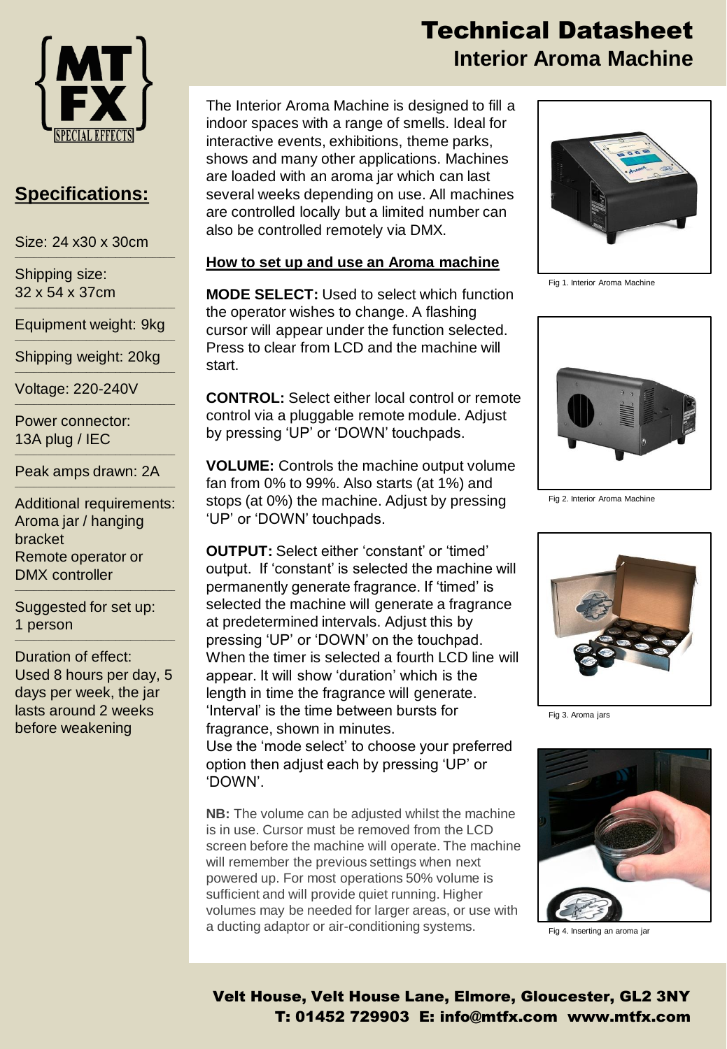# Technical Datasheet
## Interior Aroma Machine

MT FX SPECIAL EFFECTS

## Specifications:

Size: 24 x30 x 30cm

Shipping size:
32 x 54 x 37cm

Equipment weight: 9kg

Shipping weight: 20kg

Voltage: 220-240V

Power connector:
13A plug / IEC

Peak amps drawn: 2A

Additional requirements:
Aroma jar / hanging bracket
Remote operator or DMX controller

Suggested for set up:
1 person

Duration of effect:
Used 8 hours per day, 5 days per week, the jar lasts around 2 weeks before weakening

The Interior Aroma Machine is designed to fill a indoor spaces with a range of smells. Ideal for interactive events, exhibitions, theme parks, shows and many other applications. Machines are loaded with an aroma jar which can last several weeks depending on use. All machines are controlled locally but a limited number can also be controlled remotely via DMX.

### How to set up and use an Aroma machine

**MODE SELECT:** Used to select which function the operator wishes to change. A flashing cursor will appear under the function selected. Press to clear from LCD and the machine will start.

**CONTROL:** Select either local control or remote control via a pluggable remote module. Adjust by pressing 'UP' or 'DOWN' touchpads.

**VOLUME:** Controls the machine output volume fan from 0% to 99%. Also starts (at 1%) and stops (at 0%) the machine. Adjust by pressing 'UP' or 'DOWN' touchpads.

**OUTPUT:** Select either 'constant' or 'timed' output. If 'constant' is selected the machine will permanently generate fragrance. If 'timed' is selected the machine will generate a fragrance at predetermined intervals. Adjust this by pressing 'UP' or 'DOWN' on the touchpad. When the timer is selected a fourth LCD line will appear. It will show 'duration' which is the length in time the fragrance will generate. 'Interval' is the time between bursts for fragrance, shown in minutes.
Use the 'mode select' to choose your preferred option then adjust each by pressing 'UP' or 'DOWN'.

**NB:** The volume can be adjusted whilst the machine is in use. Cursor must be removed from the LCD screen before the machine will operate. The machine will remember the previous settings when next powered up. For most operations 50% volume is sufficient and will provide quiet running. Higher volumes may be needed for larger areas, or use with a ducting adaptor or air-conditioning systems.

Fig 1. Interior Aroma Machine

Fig 2. Interior Aroma Machine

Fig 3. Aroma jars

Fig 4. Inserting an aroma jar

**Velt House, Velt House Lane, Elmore, Gloucester, GL2 3NY**
**T: 01452 729903 E: info@mtfx.com www.mtfx.com**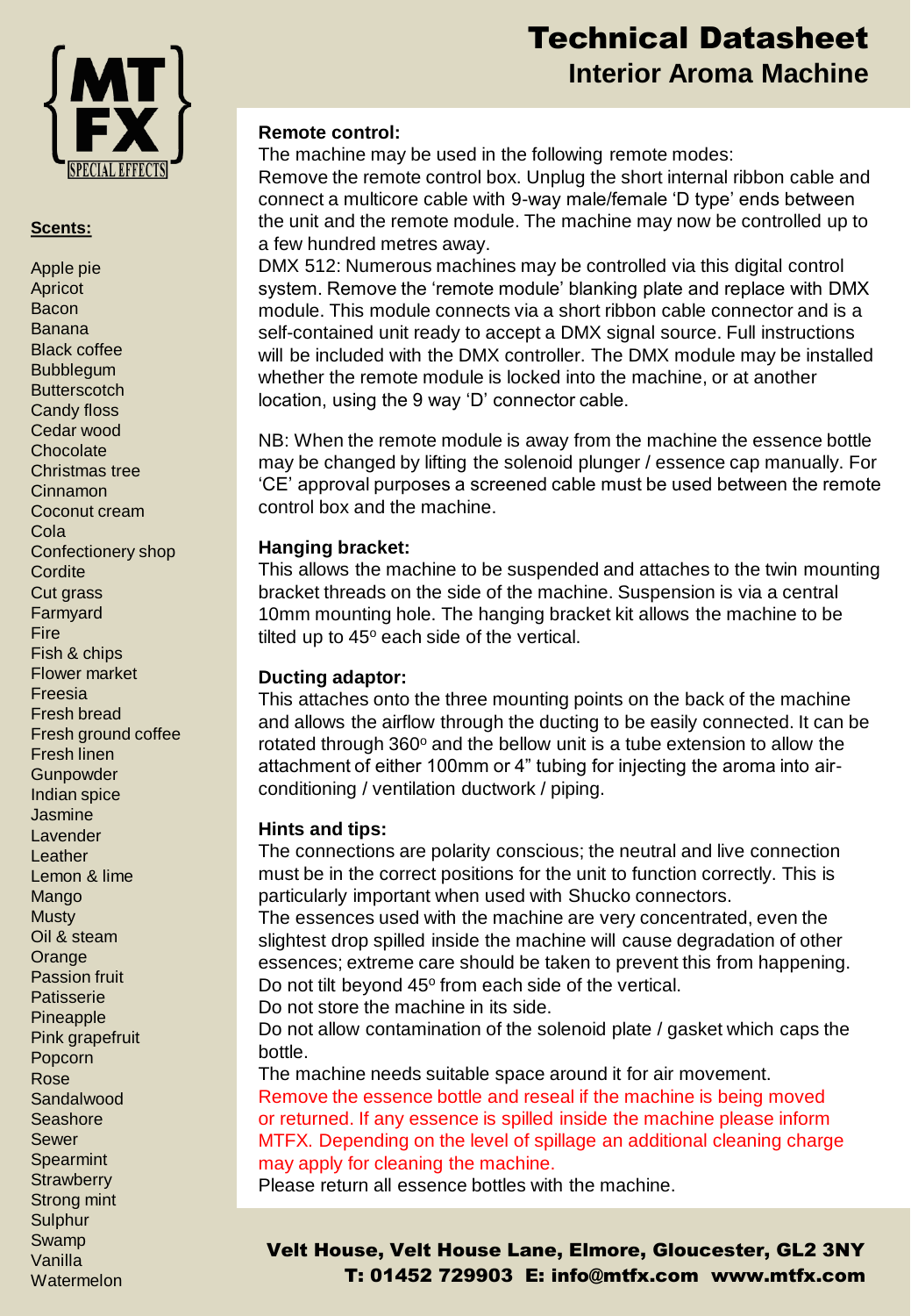# Technical Datasheet

## Interior Aroma Machine

**Scents:**

- Apple pie
- Apricot
- Bacon
- Banana
- Black coffee
- Bubblegum
- Butterscotch
- Candy floss
- Cedar wood
- Chocolate
- Christmas tree
- Cinnamon
- Coconut cream
- Cola
- Confectionery shop
- Cordite
- Cut grass
- Farmyard
- Fire
- Fish & chips
- Flower market
- Freesia
- Fresh bread
- Fresh ground coffee
- Fresh linen
- Gunpowder
- Indian spice
- Jasmine
- Lavender
- Leather
- Lemon & lime
- Mango
- Musty
- Oil & steam
- Orange
- Passion fruit
- Patisserie
- Pineapple
- Pink grapefruit
- Popcorn
- Rose
- Sandalwood
- Seashore
- Sewer
- Spearmint
- Strawberry
- Strong mint
- Sulphur
- Swamp
- Vanilla
- Watermelon

**Remote control:**

The machine may be used in the following remote modes:

Remove the remote control box. Unplug the short internal ribbon cable and connect a multicore cable with 9-way male/female 'D type' ends between the unit and the remote module. The machine may now be controlled up to a few hundred metres away.

DMX 512: Numerous machines may be controlled via this digital control system. Remove the 'remote module' blanking plate and replace with DMX module. This module connects via a short ribbon cable connector and is a self-contained unit ready to accept a DMX signal source. Full instructions will be included with the DMX controller. The DMX module may be installed whether the remote module is locked into the machine, or at another location, using the 9 way 'D' connector cable.

NB: When the remote module is away from the machine the essence bottle may be changed by lifting the solenoid plunger / essence cap manually. For 'CE' approval purposes a screened cable must be used between the remote control box and the machine.

**Hanging bracket:**

This allows the machine to be suspended and attaches to the twin mounting bracket threads on the side of the machine. Suspension is via a central 10mm mounting hole. The hanging bracket kit allows the machine to be tilted up to 45º each side of the vertical.

**Ducting adaptor:**

This attaches onto the three mounting points on the back of the machine and allows the airflow through the ducting to be easily connected. It can be rotated through 360º and the bellow unit is a tube extension to allow the attachment of either 100mm or 4" tubing for injecting the aroma into air-conditioning / ventilation ductwork / piping.

**Hints and tips:**

The connections are polarity conscious; the neutral and live connection must be in the correct positions for the unit to function correctly. This is particularly important when used with Shucko connectors.

The essences used with the machine are very concentrated, even the slightest drop spilled inside the machine will cause degradation of other essences; extreme care should be taken to prevent this from happening.

Do not tilt beyond 45º from each side of the vertical.

Do not store the machine in its side.

Do not allow contamination of the solenoid plate / gasket which caps the bottle.

The machine needs suitable space around it for air movement.

Remove the essence bottle and reseal if the machine is being moved or returned. If any essence is spilled inside the machine please inform MTFX. Depending on the level of spillage an additional cleaning charge may apply for cleaning the machine.

Please return all essence bottles with the machine.

**Velt House, Velt House Lane, Elmore, Gloucester, GL2 3NY**
**T: 01452 729903 E: info@mtfx.com www.mtfx.com**